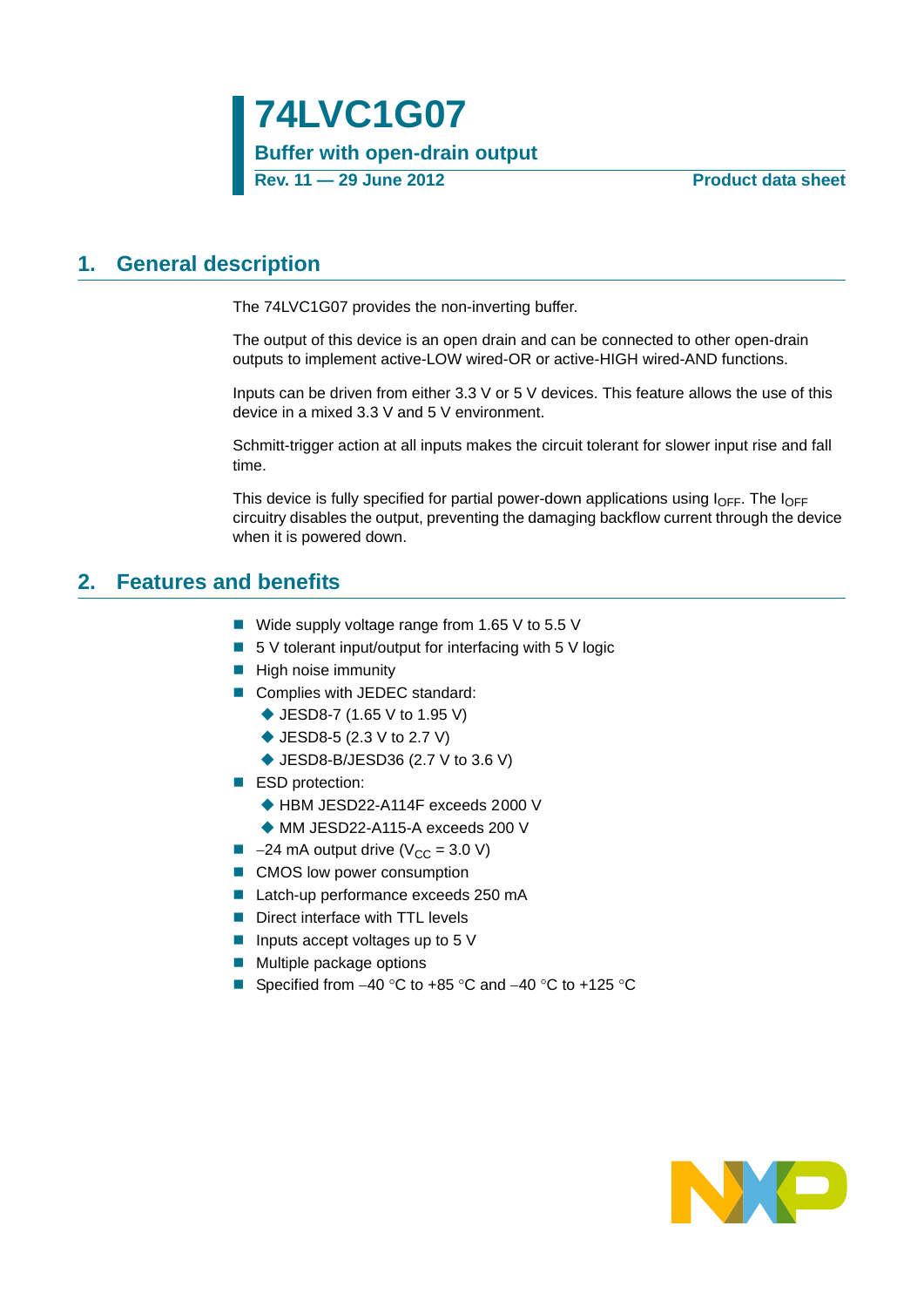# 74LVC1G07

## Buffer with open-drain output

**Rev. 11 — 29 June 2012** **Product data sheet**

## 1. General description

The 74LVC1G07 provides the non-inverting buffer.

The output of this device is an open drain and can be connected to other open-drain outputs to implement active-LOW wired-OR or active-HIGH wired-AND functions.

Inputs can be driven from either 3.3 V or 5 V devices. This feature allows the use of this device in a mixed 3.3 V and 5 V environment.

Schmitt-trigger action at all inputs makes the circuit tolerant for slower input rise and fall time.

This device is fully specified for partial power-down applications using $I_{OFF}$. The $I_{OFF}$ circuitry disables the output, preventing the damaging backflow current through the device when it is powered down.

## 2. Features and benefits

- Wide supply voltage range from 1.65 V to 5.5 V
- 5 V tolerant input/output for interfacing with 5 V logic
- High noise immunity
- Complies with JEDEC standard:
  - JESD8-7 (1.65 V to 1.95 V)
  - JESD8-5 (2.3 V to 2.7 V)
  - JESD8-B/JESD36 (2.7 V to 3.6 V)
- ESD protection:
  - HBM JESD22-A114F exceeds 2000 V
  - MM JESD22-A115-A exceeds 200 V
- −24 mA output drive ($V_{CC}$ = 3.0 V)
- CMOS low power consumption
- Latch-up performance exceeds 250 mA
- Direct interface with TTL levels
- Inputs accept voltages up to 5 V
- Multiple package options
- Specified from −40 °C to +85 °C and −40 °C to +125 °C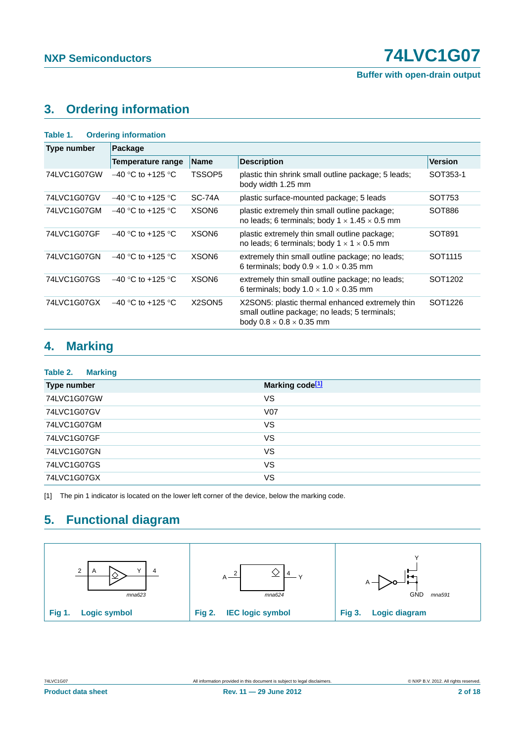## 3. Ordering information

**Table 1. Ordering information**

| Type number | Package | | | |
|---|---|---|---|---|
| | Temperature range | Name | Description | Version |
| 74LVC1G07GW | −40 °C to +125 °C | TSSOP5 | plastic thin shrink small outline package; 5 leads; body width 1.25 mm | SOT353-1 |
| 74LVC1G07GV | −40 °C to +125 °C | SC-74A | plastic surface-mounted package; 5 leads | SOT753 |
| 74LVC1G07GM | −40 °C to +125 °C | XSON6 | plastic extremely thin small outline package; no leads; 6 terminals; body 1 × 1.45 × 0.5 mm | SOT886 |
| 74LVC1G07GF | −40 °C to +125 °C | XSON6 | plastic extremely thin small outline package; no leads; 6 terminals; body 1 × 1 × 0.5 mm | SOT891 |
| 74LVC1G07GN | −40 °C to +125 °C | XSON6 | extremely thin small outline package; no leads; 6 terminals; body 0.9 × 1.0 × 0.35 mm | SOT1115 |
| 74LVC1G07GS | −40 °C to +125 °C | XSON6 | extremely thin small outline package; no leads; 6 terminals; body 1.0 × 1.0 × 0.35 mm | SOT1202 |
| 74LVC1G07GX | −40 °C to +125 °C | X2SON5 | X2SON5: plastic thermal enhanced extremely thin small outline package; no leads; 5 terminals; body 0.8 × 0.8 × 0.35 mm | SOT1226 |

## 4. Marking

**Table 2. Marking**

| Type number | Marking code[1] |
|---|---|
| 74LVC1G07GW | VS |
| 74LVC1G07GV | V07 |
| 74LVC1G07GM | VS |
| 74LVC1G07GF | VS |
| 74LVC1G07GN | VS |
| 74LVC1G07GS | VS |
| 74LVC1G07GX | VS |

[1] The pin 1 indicator is located on the lower left corner of the device, below the marking code.

## 5. Functional diagram

Fig 1. Logic symbol

Fig 2. IEC logic symbol

Fig 3. Logic diagram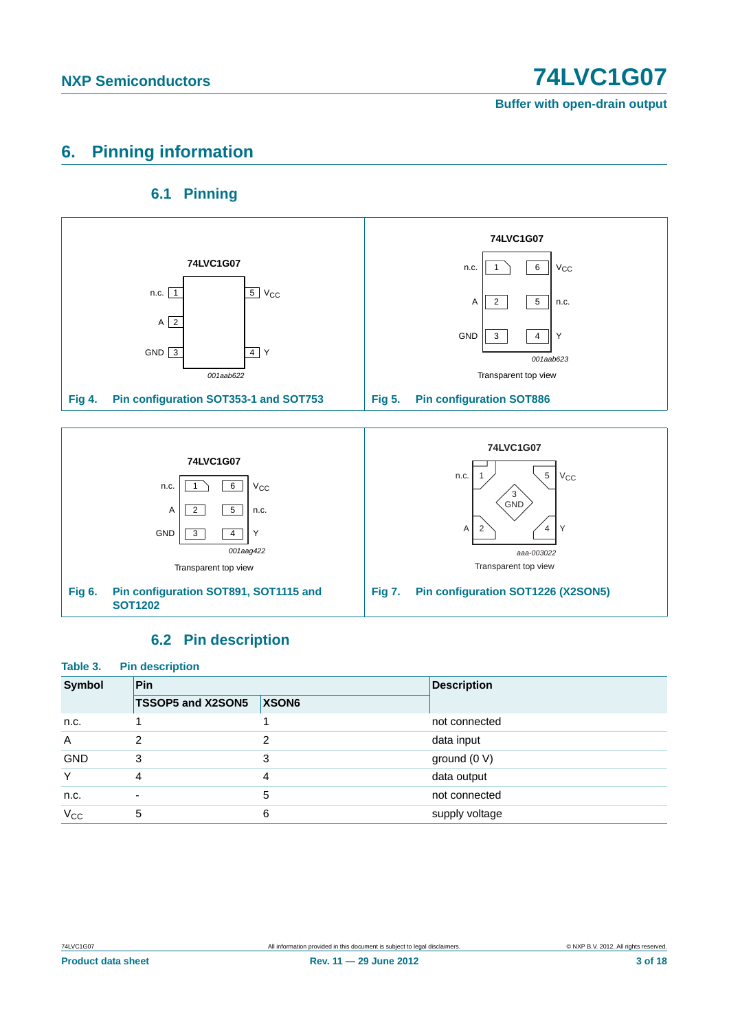## 6. Pinning information

### 6.1 Pinning

74LVC1G07

n.c. 1, A 2, GND 3, 4 Y, 5 $V_{CC}$

*001aab622*

**Fig 4. Pin configuration SOT353-1 and SOT753**

74LVC1G07

n.c. 1, A 2, GND 3, 4 Y, 5 n.c., 6 $V_{CC}$

*001aab623*

Transparent top view

**Fig 5. Pin configuration SOT886**

74LVC1G07

n.c. 1, A 2, GND 3, 4 Y, 5 n.c., 6 $V_{CC}$

*001aag422*

Transparent top view

**Fig 6. Pin configuration SOT891, SOT1115 and SOT1202**

74LVC1G07

n.c. 1, A 2, 3 GND, 4 Y, 5 $V_{CC}$

*aaa-003022*

Transparent top view

**Fig 7. Pin configuration SOT1226 (X2SON5)**

### 6.2 Pin description

**Table 3. Pin description**

| Symbol | Pin | | Description |
|---|---|---|---|
| | TSSOP5 and X2SON5 | XSON6 | |
| n.c. | 1 | 1 | not connected |
| A | 2 | 2 | data input |
| GND | 3 | 3 | ground (0 V) |
| Y | 4 | 4 | data output |
| n.c. | - | 5 | not connected |
| $V_{CC}$ | 5 | 6 | supply voltage |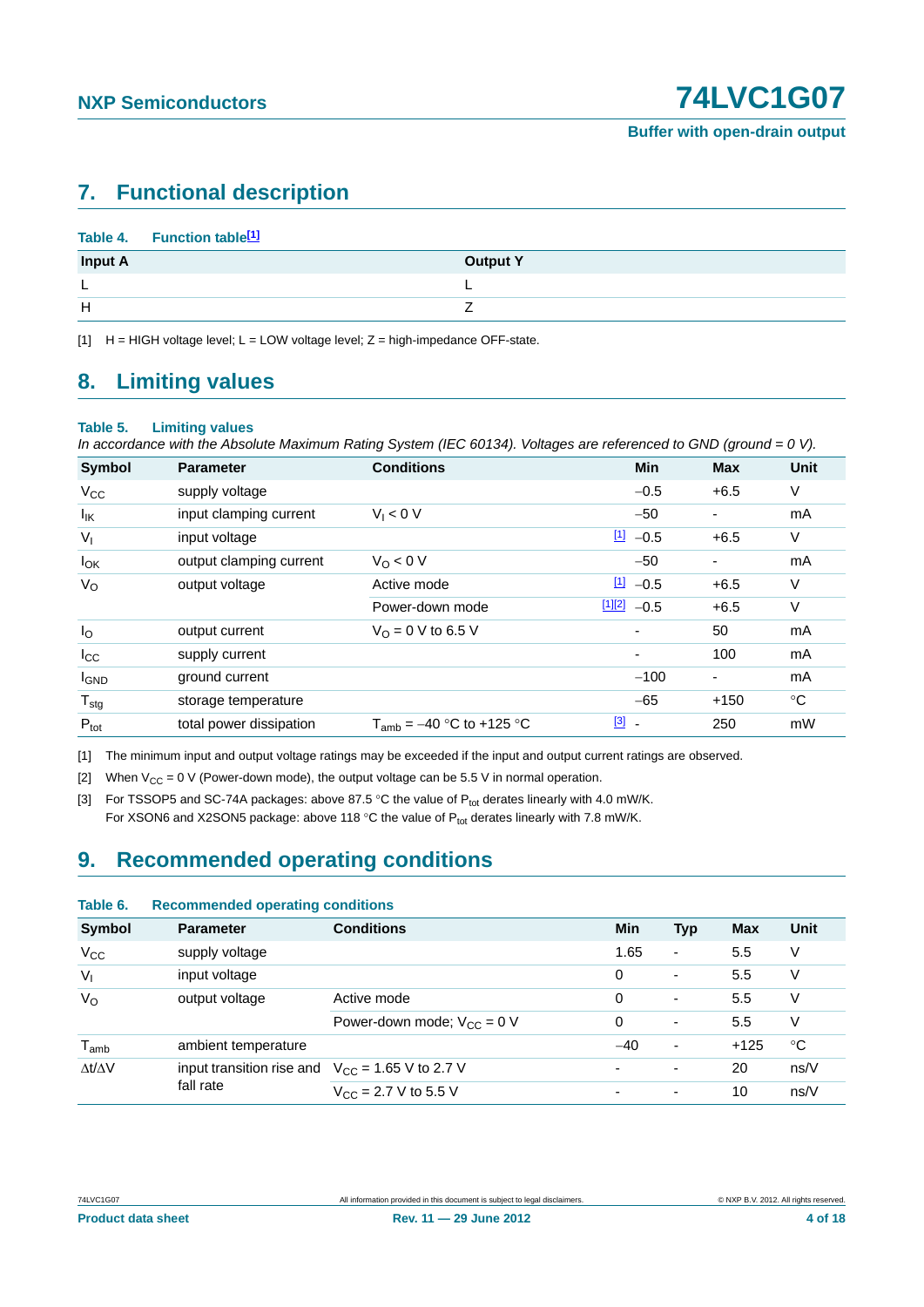## 7. Functional description

**Table 4. Function table[1]**

| Input A | Output Y |
|---|---|
| L | L |
| H | Z |

[1] H = HIGH voltage level; L = LOW voltage level; Z = high-impedance OFF-state.

## 8. Limiting values

**Table 5. Limiting values**

*In accordance with the Absolute Maximum Rating System (IEC 60134). Voltages are referenced to GND (ground = 0 V).*

| Symbol | Parameter | Conditions | | Min | Max | Unit |
|---|---|---|---|---|---|---|
| $V_{CC}$ | supply voltage | | | −0.5 | +6.5 | V |
| $I_{IK}$ | input clamping current | $V_I < 0$ V | | −50 | - | mA |
| $V_I$ | input voltage | | [1] | −0.5 | +6.5 | V |
| $I_{OK}$ | output clamping current | $V_O < 0$ V | | −50 | - | mA |
| $V_O$ | output voltage | Active mode | [1] | −0.5 | +6.5 | V |
| | | Power-down mode | [1][2] | −0.5 | +6.5 | V |
| $I_O$ | output current | $V_O$ = 0 V to 6.5 V | | - | 50 | mA |
| $I_{CC}$ | supply current | | | - | 100 | mA |
| $I_{GND}$ | ground current | | | −100 | - | mA |
| $T_{stg}$ | storage temperature | | | −65 | +150 | °C |
| $P_{tot}$ | total power dissipation | $T_{amb}$ = −40 °C to +125 °C | [3] | - | 250 | mW |

[1] The minimum input and output voltage ratings may be exceeded if the input and output current ratings are observed.

[2] When $V_{CC}$ = 0 V (Power-down mode), the output voltage can be 5.5 V in normal operation.

[3] For TSSOP5 and SC-74A packages: above 87.5 °C the value of $P_{tot}$ derates linearly with 4.0 mW/K.
For XSON6 and X2SON5 package: above 118 °C the value of $P_{tot}$ derates linearly with 7.8 mW/K.

## 9. Recommended operating conditions

**Table 6. Recommended operating conditions**

| Symbol | Parameter | Conditions | Min | Typ | Max | Unit |
|---|---|---|---|---|---|---|
| $V_{CC}$ | supply voltage | | 1.65 | - | 5.5 | V |
| $V_I$ | input voltage | | 0 | - | 5.5 | V |
| $V_O$ | output voltage | Active mode | 0 | - | 5.5 | V |
| | | Power-down mode; $V_{CC}$ = 0 V | 0 | - | 5.5 | V |
| $T_{amb}$ | ambient temperature | | −40 | - | +125 | °C |
| $\Delta t/\Delta V$ | input transition rise and fall rate | $V_{CC}$ = 1.65 V to 2.7 V | - | - | 20 | ns/V |
| | | $V_{CC}$ = 2.7 V to 5.5 V | - | - | 10 | ns/V |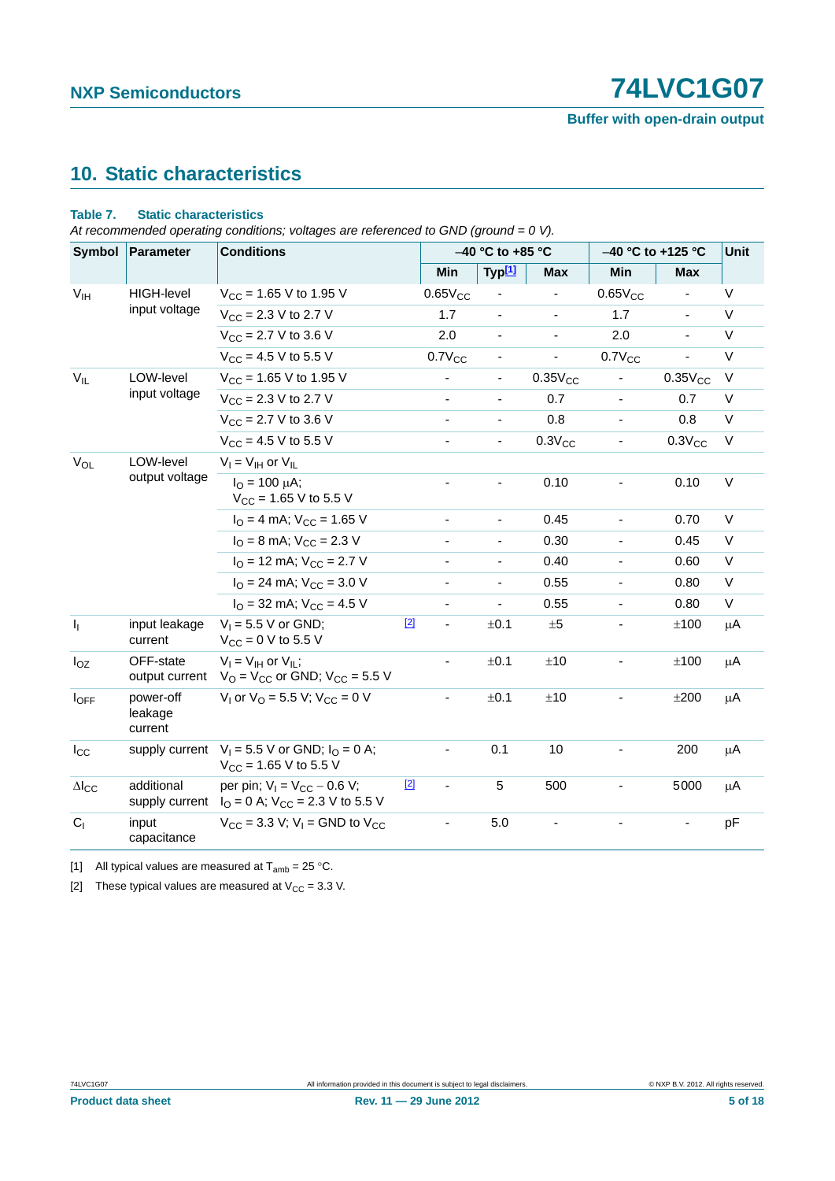## 10. Static characteristics

**Table 7. Static characteristics**

*At recommended operating conditions; voltages are referenced to GND (ground = 0 V).*

| Symbol | Parameter | Conditions | | −40 °C to +85 °C | | | −40 °C to +125 °C | | Unit |
|---|---|---|---|---|---|---|---|---|---|
| | | | | Min | Typ[1] | Max | Min | Max | |
| $V_{IH}$ | HIGH-level input voltage | $V_{CC}$ = 1.65 V to 1.95 V | | $0.65V_{CC}$ | - | - | $0.65V_{CC}$ | - | V |
| | | $V_{CC}$ = 2.3 V to 2.7 V | | 1.7 | - | - | 1.7 | - | V |
| | | $V_{CC}$ = 2.7 V to 3.6 V | | 2.0 | - | - | 2.0 | - | V |
| | | $V_{CC}$ = 4.5 V to 5.5 V | | $0.7V_{CC}$ | - | - | $0.7V_{CC}$ | - | V |
| $V_{IL}$ | LOW-level input voltage | $V_{CC}$ = 1.65 V to 1.95 V | | - | - | $0.35V_{CC}$ | - | $0.35V_{CC}$ | V |
| | | $V_{CC}$ = 2.3 V to 2.7 V | | - | - | 0.7 | - | 0.7 | V |
| | | $V_{CC}$ = 2.7 V to 3.6 V | | - | - | 0.8 | - | 0.8 | V |
| | | $V_{CC}$ = 4.5 V to 5.5 V | | - | - | $0.3V_{CC}$ | - | $0.3V_{CC}$ | V |
| $V_{OL}$ | LOW-level output voltage | $V_I = V_{IH}$ or $V_{IL}$ | | | | | | | |
| | | $I_O$ = 100 µA; $V_{CC}$ = 1.65 V to 5.5 V | | - | - | 0.10 | - | 0.10 | V |
| | | $I_O$ = 4 mA; $V_{CC}$ = 1.65 V | | - | - | 0.45 | - | 0.70 | V |
| | | $I_O$ = 8 mA; $V_{CC}$ = 2.3 V | | - | - | 0.30 | - | 0.45 | V |
| | | $I_O$ = 12 mA; $V_{CC}$ = 2.7 V | | - | - | 0.40 | - | 0.60 | V |
| | | $I_O$ = 24 mA; $V_{CC}$ = 3.0 V | | - | - | 0.55 | - | 0.80 | V |
| | | $I_O$ = 32 mA; $V_{CC}$ = 4.5 V | | - | - | 0.55 | - | 0.80 | V |
| $I_I$ | input leakage current | $V_I$ = 5.5 V or GND; $V_{CC}$ = 0 V to 5.5 V | [2] | - | ±0.1 | ±5 | - | ±100 | µA |
| $I_{OZ}$ | OFF-state output current | $V_I = V_{IH}$ or $V_{IL}$; $V_O = V_{CC}$ or GND; $V_{CC}$ = 5.5 V | | - | ±0.1 | ±10 | - | ±100 | µA |
| $I_{OFF}$ | power-off leakage current | $V_I$ or $V_O$ = 5.5 V; $V_{CC}$ = 0 V | | - | ±0.1 | ±10 | - | ±200 | µA |
| $I_{CC}$ | supply current | $V_I$ = 5.5 V or GND; $I_O$ = 0 A; $V_{CC}$ = 1.65 V to 5.5 V | | - | 0.1 | 10 | - | 200 | µA |
| $\Delta I_{CC}$ | additional supply current | per pin; $V_I = V_{CC} - 0.6$ V; $I_O$ = 0 A; $V_{CC}$ = 2.3 V to 5.5 V | [2] | - | 5 | 500 | - | 5000 | µA |
| $C_I$ | input capacitance | $V_{CC}$ = 3.3 V; $V_I$ = GND to $V_{CC}$ | | - | 5.0 | - | - | - | pF |

[1] All typical values are measured at $T_{amb}$ = 25 °C.

[2] These typical values are measured at $V_{CC}$ = 3.3 V.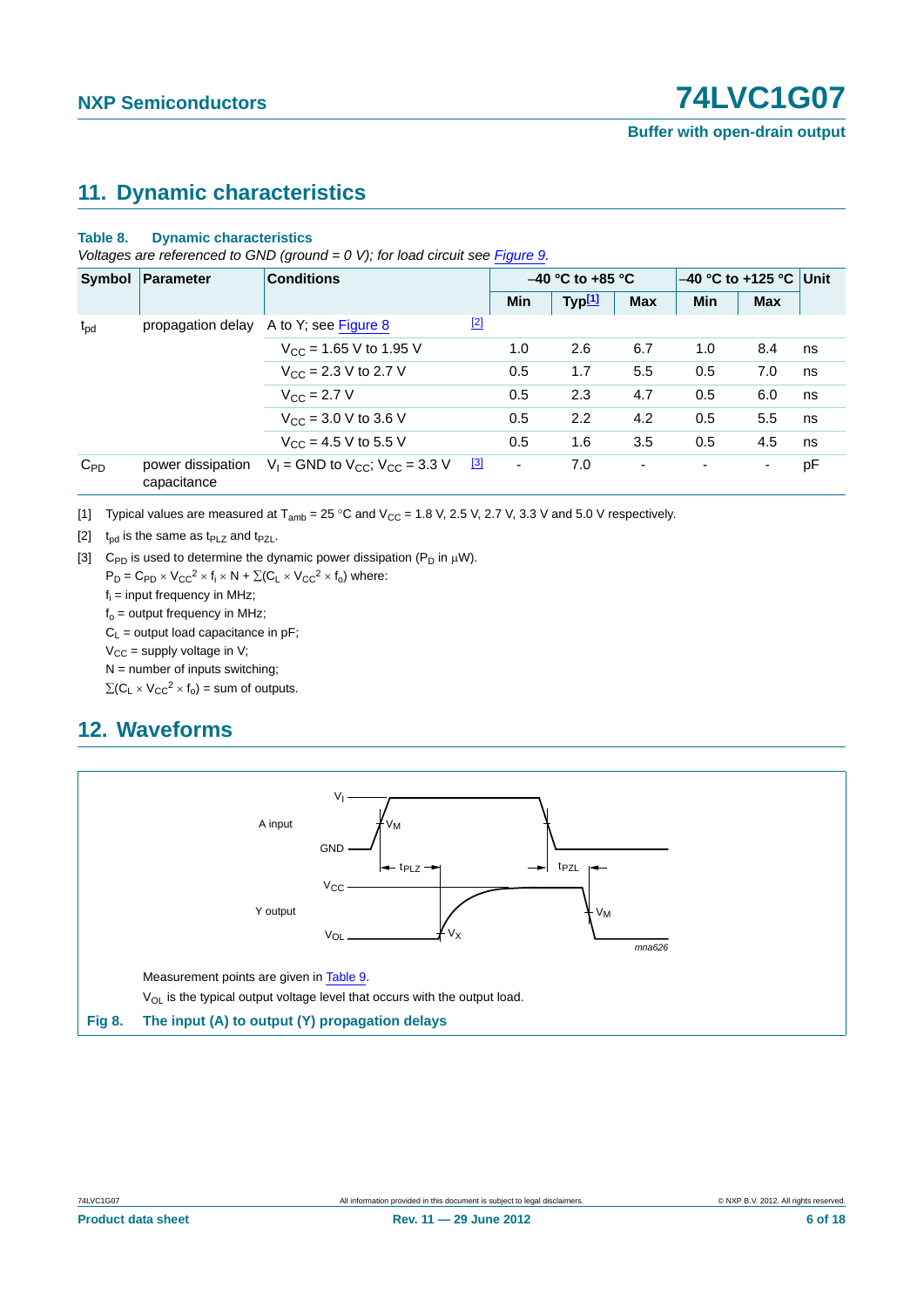## 11. Dynamic characteristics

**Table 8. Dynamic characteristics**

*Voltages are referenced to GND (ground = 0 V); for load circuit see Figure 9.*

| Symbol | Parameter | Conditions | | −40 °C to +85 °C | | | −40 °C to +125 °C | | Unit |
|---|---|---|---|---|---|---|---|---|---|
| | | | | Min | Typ[1] | Max | Min | Max | |
| $t_{pd}$ | propagation delay | A to Y; see Figure 8 | [2] | | | | | | |
| | | $V_{CC}$ = 1.65 V to 1.95 V | | 1.0 | 2.6 | 6.7 | 1.0 | 8.4 | ns |
| | | $V_{CC}$ = 2.3 V to 2.7 V | | 0.5 | 1.7 | 5.5 | 0.5 | 7.0 | ns |
| | | $V_{CC}$ = 2.7 V | | 0.5 | 2.3 | 4.7 | 0.5 | 6.0 | ns |
| | | $V_{CC}$ = 3.0 V to 3.6 V | | 0.5 | 2.2 | 4.2 | 0.5 | 5.5 | ns |
| | | $V_{CC}$ = 4.5 V to 5.5 V | | 0.5 | 1.6 | 3.5 | 0.5 | 4.5 | ns |
| $C_{PD}$ | power dissipation capacitance | $V_I$ = GND to $V_{CC}$; $V_{CC}$ = 3.3 V | [3] | - | 7.0 | - | - | - | pF |

[1] Typical values are measured at $T_{amb}$ = 25 °C and $V_{CC}$ = 1.8 V, 2.5 V, 2.7 V, 3.3 V and 5.0 V respectively.

[2] $t_{pd}$ is the same as $t_{PLZ}$ and $t_{PZL}$.

[3] $C_{PD}$ is used to determine the dynamic power dissipation ($P_D$ in μW).

$P_D = C_{PD} \times V_{CC}^2 \times f_i \times N + \sum(C_L \times V_{CC}^2 \times f_o)$ where:

$f_i$ = input frequency in MHz;

$f_o$ = output frequency in MHz;

$C_L$ = output load capacitance in pF;

$V_{CC}$ = supply voltage in V;

N = number of inputs switching;

$\sum(C_L \times V_{CC}^2 \times f_o)$ = sum of outputs.

## 12. Waveforms

Measurement points are given in Table 9.

$V_{OL}$ is the typical output voltage level that occurs with the output load.

**Fig 8. The input (A) to output (Y) propagation delays**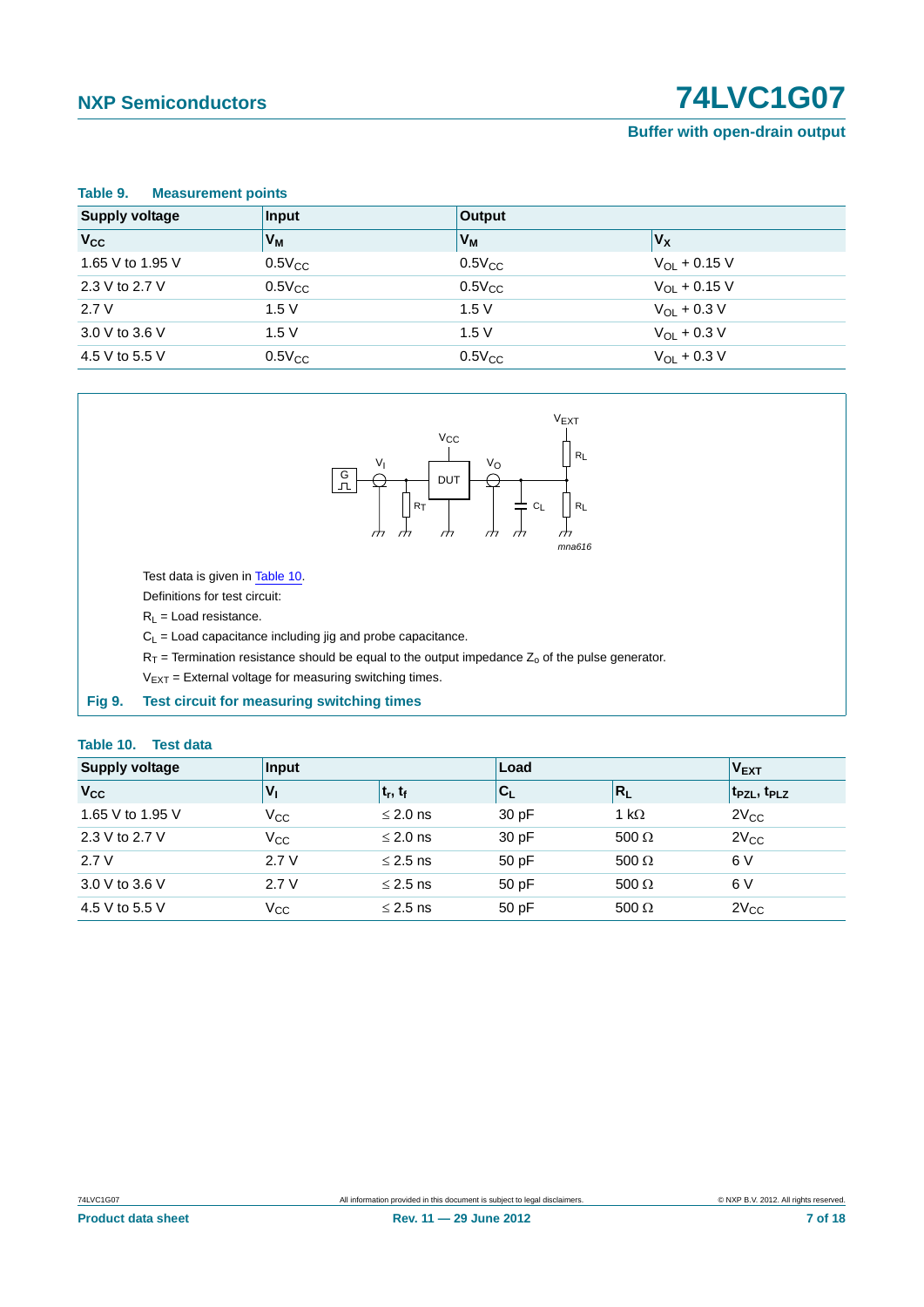**Table 9. Measurement points**

| Supply voltage | Input | Output | |
|---|---|---|---|
| $V_{CC}$ | $V_M$ | $V_M$ | $V_X$ |
| 1.65 V to 1.95 V | $0.5V_{CC}$ | $0.5V_{CC}$ | $V_{OL}$ + 0.15 V |
| 2.3 V to 2.7 V | $0.5V_{CC}$ | $0.5V_{CC}$ | $V_{OL}$ + 0.15 V |
| 2.7 V | 1.5 V | 1.5 V | $V_{OL}$ + 0.3 V |
| 3.0 V to 3.6 V | 1.5 V | 1.5 V | $V_{OL}$ + 0.3 V |
| 4.5 V to 5.5 V | $0.5V_{CC}$ | $0.5V_{CC}$ | $V_{OL}$ + 0.3 V |

Test data is given in Table 10.

Definitions for test circuit:

$R_L$ = Load resistance.

$C_L$ = Load capacitance including jig and probe capacitance.

$R_T$ = Termination resistance should be equal to the output impedance $Z_o$ of the pulse generator.

$V_{EXT}$ = External voltage for measuring switching times.

**Fig 9. Test circuit for measuring switching times**

**Table 10. Test data**

| Supply voltage | Input | | Load | | $V_{EXT}$ |
|---|---|---|---|---|---|
| $V_{CC}$ | $V_I$ | $t_r$, $t_f$ | $C_L$ | $R_L$ | $t_{PZL}$, $t_{PLZ}$ |
| 1.65 V to 1.95 V | $V_{CC}$ | ≤ 2.0 ns | 30 pF | 1 kΩ | $2V_{CC}$ |
| 2.3 V to 2.7 V | $V_{CC}$ | ≤ 2.0 ns | 30 pF | 500 Ω | $2V_{CC}$ |
| 2.7 V | 2.7 V | ≤ 2.5 ns | 50 pF | 500 Ω | 6 V |
| 3.0 V to 3.6 V | 2.7 V | ≤ 2.5 ns | 50 pF | 500 Ω | 6 V |
| 4.5 V to 5.5 V | $V_{CC}$ | ≤ 2.5 ns | 50 pF | 500 Ω | $2V_{CC}$ |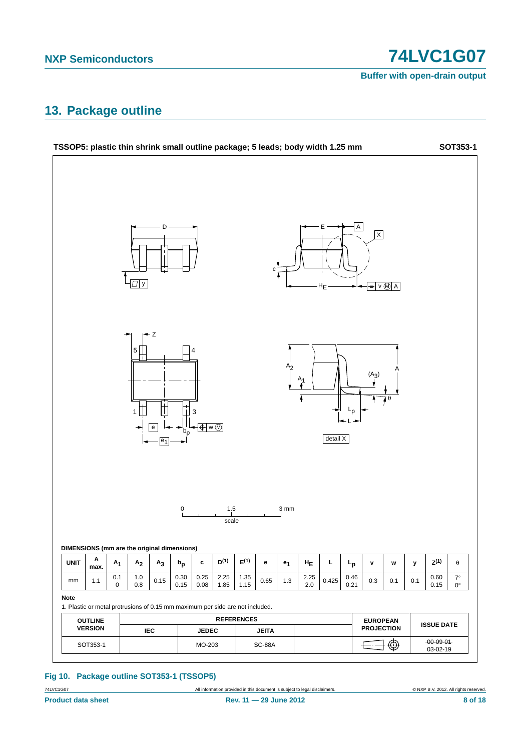## 13. Package outline

**TSSOP5: plastic thin shrink small outline package; 5 leads; body width 1.25 mm** **SOT353-1**

DIMENSIONS (mm are the original dimensions)

| UNIT | A max. | $A_1$ | $A_2$ | $A_3$ | $b_p$ | c | $D^{(1)}$ | $E^{(1)}$ | e | $e_1$ | $H_E$ | L | $L_p$ | v | w | y | $Z^{(1)}$ | θ |
|---|---|---|---|---|---|---|---|---|---|---|---|---|---|---|---|---|---|---|
| mm | 1.1 | 0.1<br>0 | 1.0<br>0.8 | 0.15 | 0.30<br>0.15 | 0.25<br>0.08 | 2.25<br>1.85 | 1.35<br>1.15 | 0.65 | 1.3 | 2.25<br>2.0 | 0.425 | 0.46<br>0.21 | 0.3 | 0.1 | 0.1 | 0.60<br>0.15 | 7°<br>0° |

**Note**

1. Plastic or metal protrusions of 0.15 mm maximum per side are not included.

| OUTLINE VERSION | REFERENCES | | | | EUROPEAN PROJECTION | ISSUE DATE |
|---|---|---|---|---|---|---|
| | IEC | JEDEC | JEITA | | | |
| SOT353-1 | | MO-203 | SC-88A | | | ~~00-09-01~~<br>03-02-19 |

**Fig 10. Package outline SOT353-1 (TSSOP5)**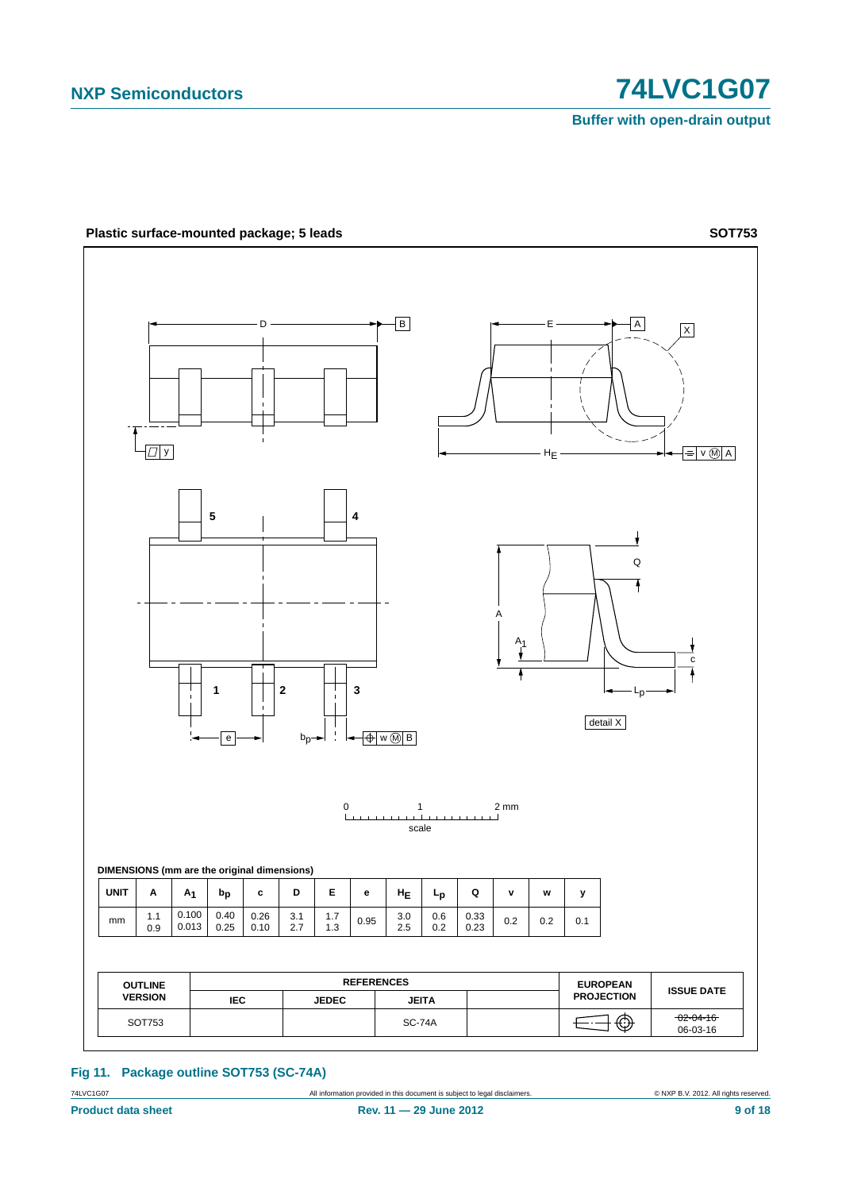**Plastic surface-mounted package; 5 leads** **SOT753**

DIMENSIONS (mm are the original dimensions)

| UNIT | A | $A_1$ | $b_p$ | c | D | E | e | $H_E$ | $L_p$ | Q | v | w | y |
|---|---|---|---|---|---|---|---|---|---|---|---|---|---|
| mm | 1.1<br>0.9 | 0.100<br>0.013 | 0.40<br>0.25 | 0.26<br>0.10 | 3.1<br>2.7 | 1.7<br>1.3 | 0.95 | 3.0<br>2.5 | 0.6<br>0.2 | 0.33<br>0.23 | 0.2 | 0.2 | 0.1 |

| OUTLINE VERSION | REFERENCES | | | | EUROPEAN PROJECTION | ISSUE DATE |
|---|---|---|---|---|---|---|
| | IEC | JEDEC | JEITA | | | |
| SOT753 | | | SC-74A | | | ~~02-04-16~~<br>06-03-16 |

**Fig 11. Package outline SOT753 (SC-74A)**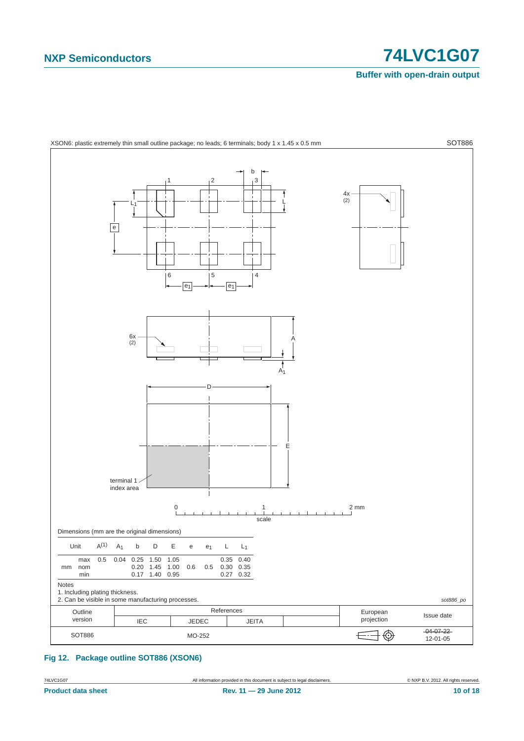XSON6: plastic extremely thin small outline package; no leads; 6 terminals; body 1 x 1.45 x 0.5 mm — SOT886

Dimensions (mm are the original dimensions)

| Unit | | $A^{(1)}$ | $A_1$ | b | D | E | e | $e_1$ | L | $L_1$ |
|---|---|---|---|---|---|---|---|---|---|---|
| mm | max | 0.5 | 0.04 | 0.25 | 1.50 | 1.05 | | | 0.35 | 0.40 |
| | nom | | | 0.20 | 1.45 | 1.00 | 0.6 | 0.5 | 0.30 | 0.35 |
| | min | | | 0.17 | 1.40 | 0.95 | | | 0.27 | 0.32 |

Notes

1. Including plating thickness.
2. Can be visible in some manufacturing processes.

sot886_po

| Outline version | References IEC | References JEDEC | References JEITA | | European projection | Issue date |
|---|---|---|---|---|---|---|
| SOT886 | | MO-252 | | | | ~~04-07-22~~ 12-01-05 |

**Fig 12. Package outline SOT886 (XSON6)**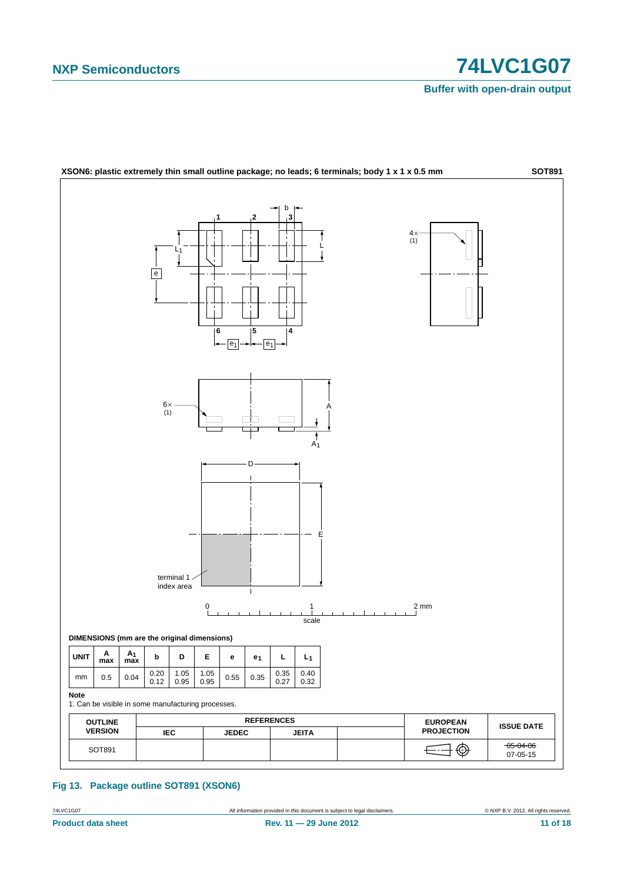**XSON6: plastic extremely thin small outline package; no leads; 6 terminals; body 1 x 1 x 0.5 mm** **SOT891**

**DIMENSIONS (mm are the original dimensions)**

| UNIT | A max | $A_1$ max | b | D | E | e | $e_1$ | L | $L_1$ |
|---|---|---|---|---|---|---|---|---|---|
| mm | 0.5 | 0.04 | 0.20<br>0.12 | 1.05<br>0.95 | 1.05<br>0.95 | 0.55 | 0.35 | 0.35<br>0.27 | 0.40<br>0.32 |

**Note**

1. Can be visible in some manufacturing processes.

| OUTLINE VERSION | REFERENCES | | | | EUROPEAN PROJECTION | ISSUE DATE |
|---|---|---|---|---|---|---|
| | IEC | JEDEC | JEITA | | | |
| SOT891 | | | | | | ~~05-04-06~~<br>07-05-15 |

**Fig 13. Package outline SOT891 (XSON6)**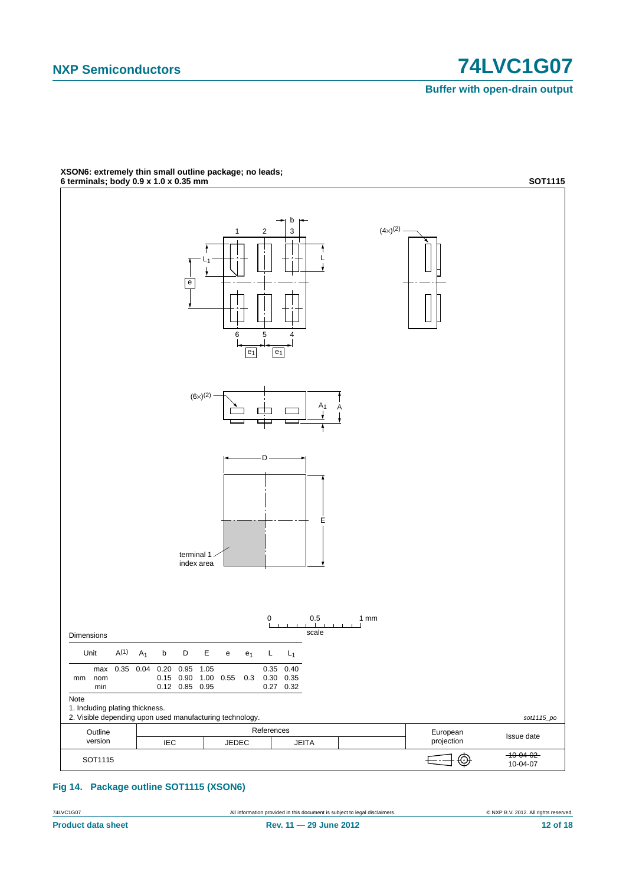**XSON6: extremely thin small outline package; no leads;**
**6 terminals; body 0.9 x 1.0 x 0.35 mm** **SOT1115**

Dimensions

| Unit | | $A^{(1)}$ | $A_1$ | b | D | E | e | $e_1$ | L | $L_1$ |
|---|---|---|---|---|---|---|---|---|---|---|
| mm | max | 0.35 | 0.04 | 0.20 | 0.95 | 1.05 | | | 0.35 | 0.40 |
| | nom | | | 0.15 | 0.90 | 1.00 | 0.55 | 0.3 | 0.30 | 0.35 |
| | min | | | 0.12 | 0.85 | 0.95 | | | 0.27 | 0.32 |

Note

1. Including plating thickness.
2. Visible depending upon used manufacturing technology.

*sot1115_po*

| Outline version | References | | | | European projection | Issue date |
|---|---|---|---|---|---|---|
| | IEC | JEDEC | JEITA | | | |
| SOT1115 | | | | | | ~~10-04-02~~ 10-04-07 |

**Fig 14. Package outline SOT1115 (XSON6)**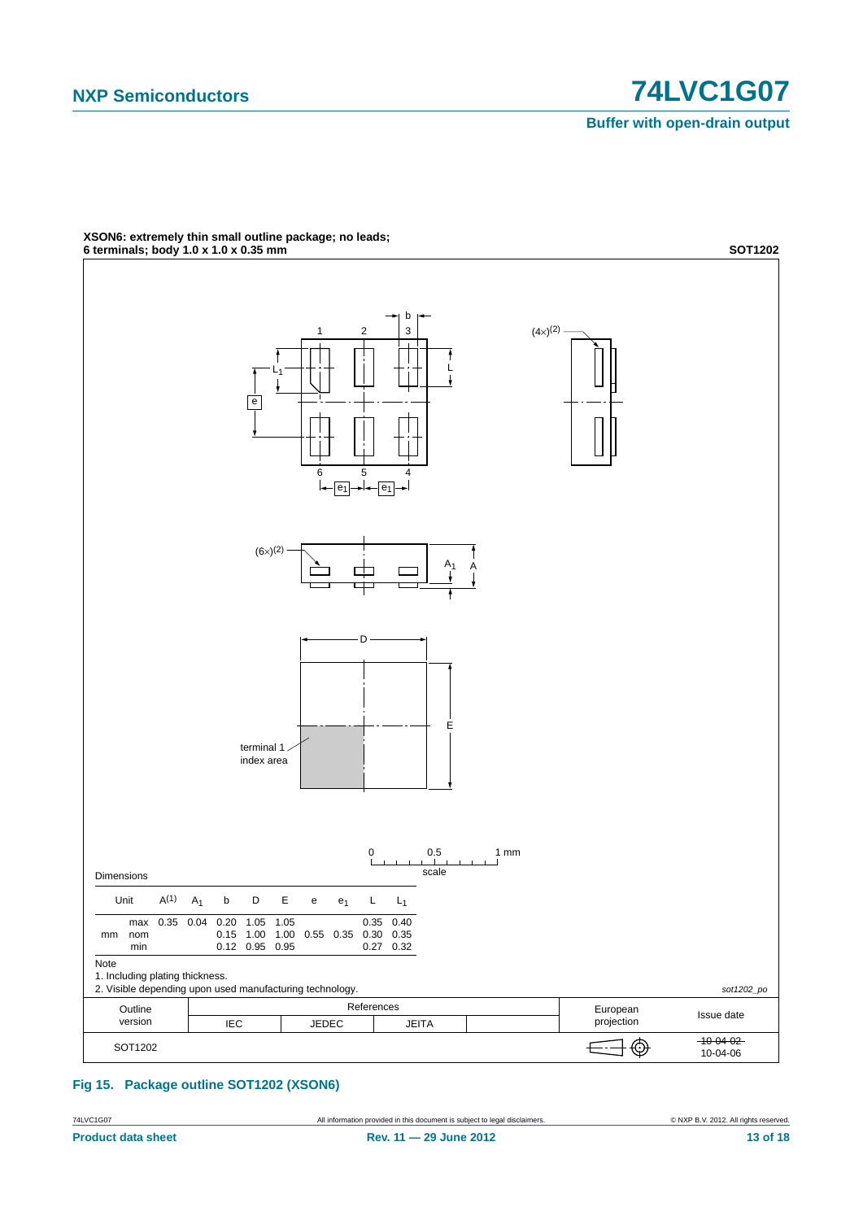**XSON6: extremely thin small outline package; no leads; 6 terminals; body 1.0 x 1.0 x 0.35 mm**

**SOT1202**

Dimensions

| Unit | | $A^{(1)}$ | $A_1$ | b | D | E | e | $e_1$ | L | $L_1$ |
|---|---|---|---|---|---|---|---|---|---|---|
| mm | max | 0.35 | 0.04 | 0.20 | 1.05 | 1.05 | | | 0.35 | 0.40 |
| | nom | | | 0.15 | 1.00 | 1.00 | 0.55 | 0.35 | 0.30 | 0.35 |
| | min | | | 0.12 | 0.95 | 0.95 | | | 0.27 | 0.32 |

Note

1. Including plating thickness.
2. Visible depending upon used manufacturing technology.

sot1202_po

| Outline version | References | | | | European projection | Issue date |
|---|---|---|---|---|---|---|
| | IEC | JEDEC | JEITA | | | |
| SOT1202 | | | | | | ~~10-04-02~~ 10-04-06 |

**Fig 15. Package outline SOT1202 (XSON6)**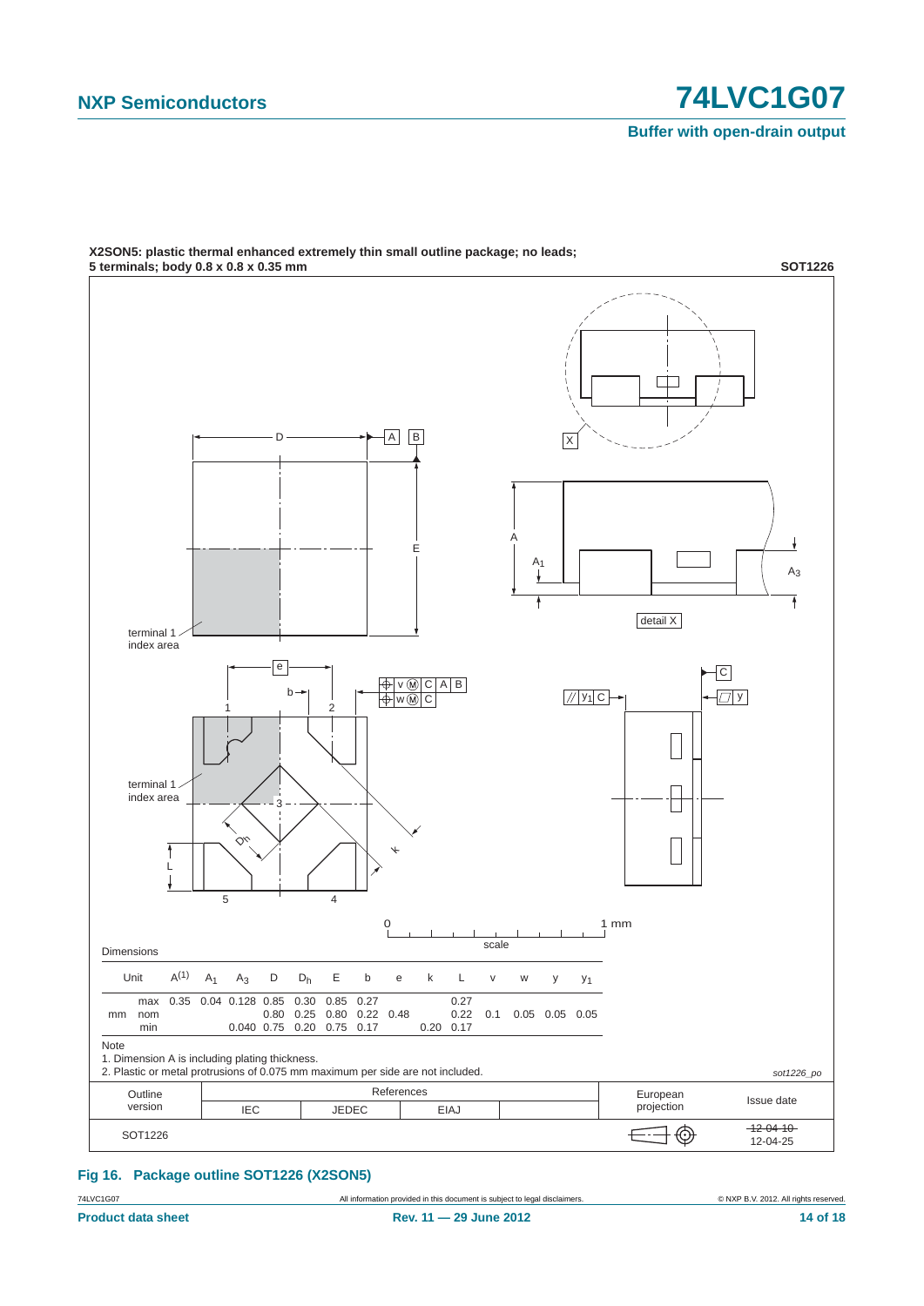**X2SON5: plastic thermal enhanced extremely thin small outline package; no leads; 5 terminals; body 0.8 x 0.8 x 0.35 mm** **SOT1226**

Dimensions

| Unit | | A(1) | $A_1$ | $A_3$ | D | $D_h$ | E | b | e | k | L | v | w | y | $y_1$ |
|---|---|---|---|---|---|---|---|---|---|---|---|---|---|---|---|
| mm | max | 0.35 | 0.04 | 0.128 | 0.85 | 0.30 | 0.85 | 0.27 | | | 0.27 | | | | |
| | nom | | | | 0.80 | 0.25 | 0.80 | 0.22 | 0.48 | | 0.22 | 0.1 | 0.05 | 0.05 | 0.05 |
| | min | | | 0.040 | 0.75 | 0.20 | 0.75 | 0.17 | | 0.20 | 0.17 | | | | |

Note

1. Dimension A is including plating thickness.
2. Plastic or metal protrusions of 0.075 mm maximum per side are not included.

*sot1226_po*

| Outline version | References IEC | References JEDEC | References EIAJ | | European projection | Issue date |
|---|---|---|---|---|---|---|
| SOT1226 | | | | | | ~~12-04-10~~ 12-04-25 |

**Fig 16. Package outline SOT1226 (X2SON5)**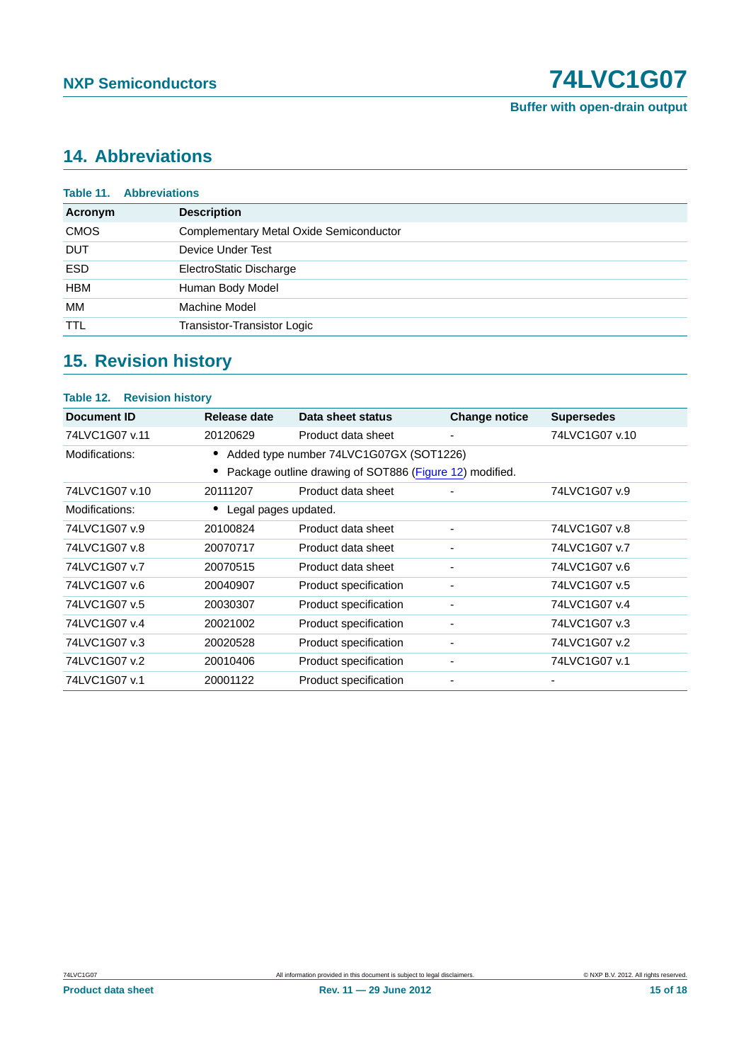## 14. Abbreviations

**Table 11. Abbreviations**

| Acronym | Description |
|---|---|
| CMOS | Complementary Metal Oxide Semiconductor |
| DUT | Device Under Test |
| ESD | ElectroStatic Discharge |
| HBM | Human Body Model |
| MM | Machine Model |
| TTL | Transistor-Transistor Logic |

## 15. Revision history

**Table 12. Revision history**

| Document ID | Release date | Data sheet status | Change notice | Supersedes |
|---|---|---|---|---|
| 74LVC1G07 v.11 | 20120629 | Product data sheet | - | 74LVC1G07 v.10 |
| Modifications: | • Added type number 74LVC1G07GX (SOT1226)<br>• Package outline drawing of SOT886 (Figure 12) modified. | | | |
| 74LVC1G07 v.10 | 20111207 | Product data sheet | - | 74LVC1G07 v.9 |
| Modifications: | • Legal pages updated. | | | |
| 74LVC1G07 v.9 | 20100824 | Product data sheet | - | 74LVC1G07 v.8 |
| 74LVC1G07 v.8 | 20070717 | Product data sheet | - | 74LVC1G07 v.7 |
| 74LVC1G07 v.7 | 20070515 | Product data sheet | - | 74LVC1G07 v.6 |
| 74LVC1G07 v.6 | 20040907 | Product specification | - | 74LVC1G07 v.5 |
| 74LVC1G07 v.5 | 20030307 | Product specification | - | 74LVC1G07 v.4 |
| 74LVC1G07 v.4 | 20021002 | Product specification | - | 74LVC1G07 v.3 |
| 74LVC1G07 v.3 | 20020528 | Product specification | - | 74LVC1G07 v.2 |
| 74LVC1G07 v.2 | 20010406 | Product specification | - | 74LVC1G07 v.1 |
| 74LVC1G07 v.1 | 20001122 | Product specification | - | - |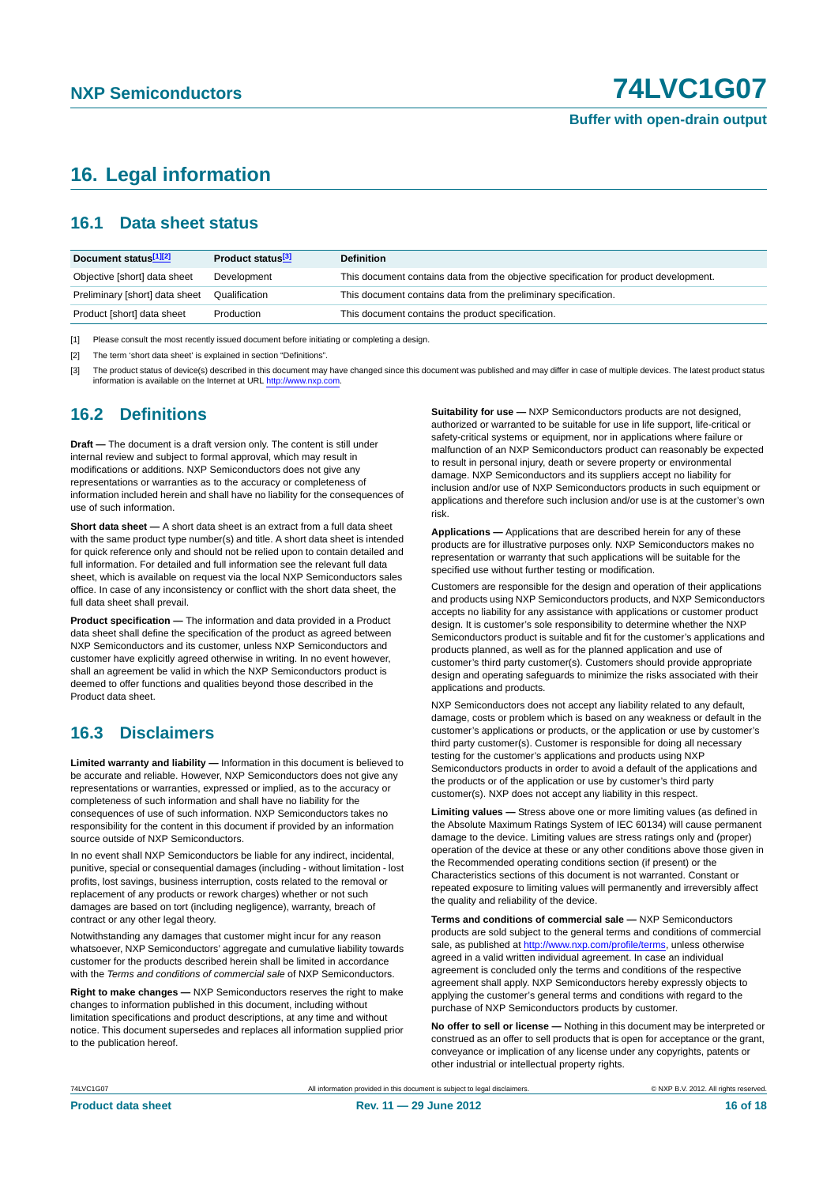# 16. Legal information

## 16.1 Data sheet status

| Document status[1][2] | Product status[3] | Definition |
|---|---|---|
| Objective [short] data sheet | Development | This document contains data from the objective specification for product development. |
| Preliminary [short] data sheet | Qualification | This document contains data from the preliminary specification. |
| Product [short] data sheet | Production | This document contains the product specification. |

[1] Please consult the most recently issued document before initiating or completing a design.

[2] The term 'short data sheet' is explained in section "Definitions".

[3] The product status of device(s) described in this document may have changed since this document was published and may differ in case of multiple devices. The latest product status information is available on the Internet at URL http://www.nxp.com.

## 16.2 Definitions

**Draft —** The document is a draft version only. The content is still under internal review and subject to formal approval, which may result in modifications or additions. NXP Semiconductors does not give any representations or warranties as to the accuracy or completeness of information included herein and shall have no liability for the consequences of use of such information.

**Short data sheet —** A short data sheet is an extract from a full data sheet with the same product type number(s) and title. A short data sheet is intended for quick reference only and should not be relied upon to contain detailed and full information. For detailed and full information see the relevant full data sheet, which is available on request via the local NXP Semiconductors sales office. In case of any inconsistency or conflict with the short data sheet, the full data sheet shall prevail.

**Product specification —** The information and data provided in a Product data sheet shall define the specification of the product as agreed between NXP Semiconductors and its customer, unless NXP Semiconductors and customer have explicitly agreed otherwise in writing. In no event however, shall an agreement be valid in which the NXP Semiconductors product is deemed to offer functions and qualities beyond those described in the Product data sheet.

## 16.3 Disclaimers

**Limited warranty and liability —** Information in this document is believed to be accurate and reliable. However, NXP Semiconductors does not give any representations or warranties, expressed or implied, as to the accuracy or completeness of such information and shall have no liability for the consequences of use of such information. NXP Semiconductors takes no responsibility for the content in this document if provided by an information source outside of NXP Semiconductors.

In no event shall NXP Semiconductors be liable for any indirect, incidental, punitive, special or consequential damages (including - without limitation - lost profits, lost savings, business interruption, costs related to the removal or replacement of any products or rework charges) whether or not such damages are based on tort (including negligence), warranty, breach of contract or any other legal theory.

Notwithstanding any damages that customer might incur for any reason whatsoever, NXP Semiconductors' aggregate and cumulative liability towards customer for the products described herein shall be limited in accordance with the *Terms and conditions of commercial sale* of NXP Semiconductors.

**Right to make changes —** NXP Semiconductors reserves the right to make changes to information published in this document, including without limitation specifications and product descriptions, at any time and without notice. This document supersedes and replaces all information supplied prior to the publication hereof.

**Suitability for use —** NXP Semiconductors products are not designed, authorized or warranted to be suitable for use in life support, life-critical or safety-critical systems or equipment, nor in applications where failure or malfunction of an NXP Semiconductors product can reasonably be expected to result in personal injury, death or severe property or environmental damage. NXP Semiconductors and its suppliers accept no liability for inclusion and/or use of NXP Semiconductors products in such equipment or applications and therefore such inclusion and/or use is at the customer's own risk.

**Applications —** Applications that are described herein for any of these products are for illustrative purposes only. NXP Semiconductors makes no representation or warranty that such applications will be suitable for the specified use without further testing or modification.

Customers are responsible for the design and operation of their applications and products using NXP Semiconductors products, and NXP Semiconductors accepts no liability for any assistance with applications or customer product design. It is customer's sole responsibility to determine whether the NXP Semiconductors product is suitable and fit for the customer's applications and products planned, as well as for the planned application and use of customer's third party customer(s). Customers should provide appropriate design and operating safeguards to minimize the risks associated with their applications and products.

NXP Semiconductors does not accept any liability related to any default, damage, costs or problem which is based on any weakness or default in the customer's applications or products, or the application or use by customer's third party customer(s). Customer is responsible for doing all necessary testing for the customer's applications and products using NXP Semiconductors products in order to avoid a default of the applications and the products or of the application or use by customer's third party customer(s). NXP does not accept any liability in this respect.

**Limiting values —** Stress above one or more limiting values (as defined in the Absolute Maximum Ratings System of IEC 60134) will cause permanent damage to the device. Limiting values are stress ratings only and (proper) operation of the device at these or any other conditions above those given in the Recommended operating conditions section (if present) or the Characteristics sections of this document is not warranted. Constant or repeated exposure to limiting values will permanently and irreversibly affect the quality and reliability of the device.

**Terms and conditions of commercial sale —** NXP Semiconductors products are sold subject to the general terms and conditions of commercial sale, as published at http://www.nxp.com/profile/terms, unless otherwise agreed in a valid written individual agreement. In case an individual agreement is concluded only the terms and conditions of the respective agreement shall apply. NXP Semiconductors hereby expressly objects to applying the customer's general terms and conditions with regard to the purchase of NXP Semiconductors products by customer.

**No offer to sell or license —** Nothing in this document may be interpreted or construed as an offer to sell products that is open for acceptance or the grant, conveyance or implication of any license under any copyrights, patents or other industrial or intellectual property rights.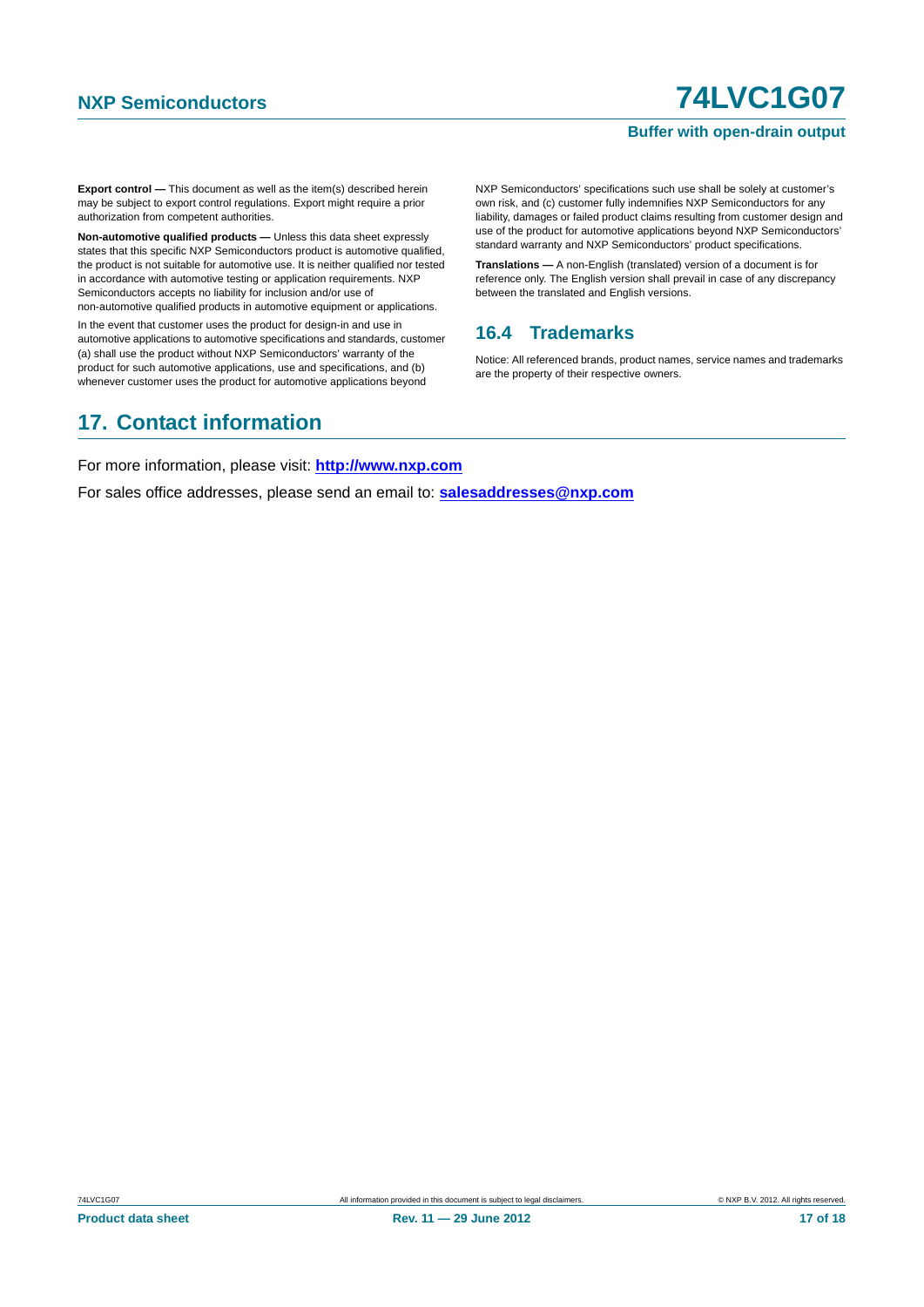**Export control —** This document as well as the item(s) described herein may be subject to export control regulations. Export might require a prior authorization from competent authorities.

**Non-automotive qualified products —** Unless this data sheet expressly states that this specific NXP Semiconductors product is automotive qualified, the product is not suitable for automotive use. It is neither qualified nor tested in accordance with automotive testing or application requirements. NXP Semiconductors accepts no liability for inclusion and/or use of non-automotive qualified products in automotive equipment or applications.

In the event that customer uses the product for design-in and use in automotive applications to automotive specifications and standards, customer (a) shall use the product without NXP Semiconductors' warranty of the product for such automotive applications, use and specifications, and (b) whenever customer uses the product for automotive applications beyond NXP Semiconductors' specifications such use shall be solely at customer's own risk, and (c) customer fully indemnifies NXP Semiconductors for any liability, damages or failed product claims resulting from customer design and use of the product for automotive applications beyond NXP Semiconductors' standard warranty and NXP Semiconductors' product specifications.

**Translations —** A non-English (translated) version of a document is for reference only. The English version shall prevail in case of any discrepancy between the translated and English versions.

### 16.4 Trademarks

Notice: All referenced brands, product names, service names and trademarks are the property of their respective owners.

## 17. Contact information

For more information, please visit: **http://www.nxp.com**

For sales office addresses, please send an email to: **salesaddresses@nxp.com**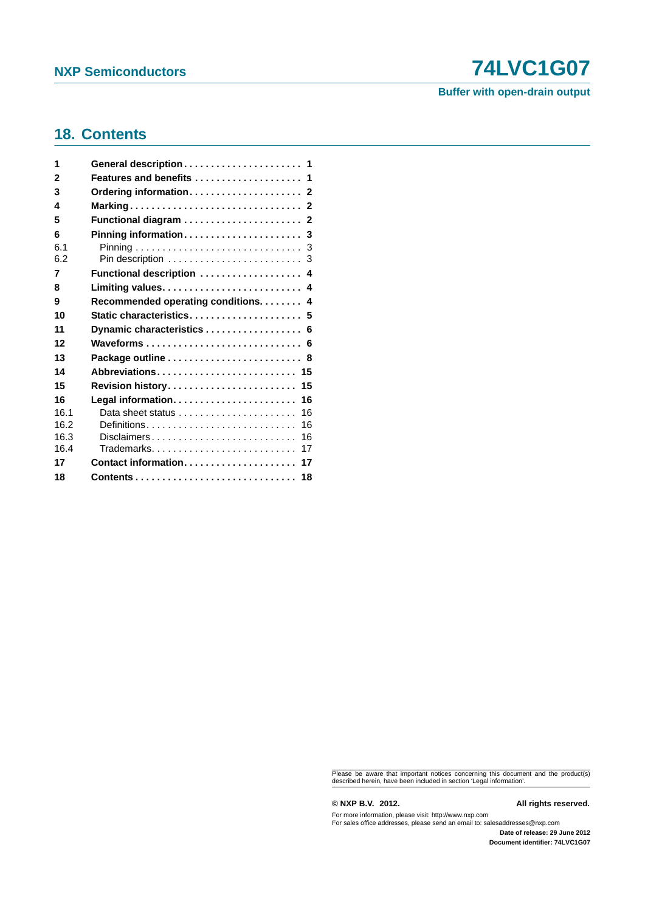## 18. Contents

| | | |
|---|---|---|
| **1** | **General description** | **1** |
| **2** | **Features and benefits** | **1** |
| **3** | **Ordering information** | **2** |
| **4** | **Marking** | **2** |
| **5** | **Functional diagram** | **2** |
| **6** | **Pinning information** | **3** |
| 6.1 | Pinning | 3 |
| 6.2 | Pin description | 3 |
| **7** | **Functional description** | **4** |
| **8** | **Limiting values** | **4** |
| **9** | **Recommended operating conditions** | **4** |
| **10** | **Static characteristics** | **5** |
| **11** | **Dynamic characteristics** | **6** |
| **12** | **Waveforms** | **6** |
| **13** | **Package outline** | **8** |
| **14** | **Abbreviations** | **15** |
| **15** | **Revision history** | **15** |
| **16** | **Legal information** | **16** |
| 16.1 | Data sheet status | 16 |
| 16.2 | Definitions | 16 |
| 16.3 | Disclaimers | 16 |
| 16.4 | Trademarks | 17 |
| **17** | **Contact information** | **17** |
| **18** | **Contents** | **18** |

Please be aware that important notices concerning this document and the product(s) described herein, have been included in section 'Legal information'.

**© NXP B.V. 2012.** **All rights reserved.**

For more information, please visit: http://www.nxp.com
For sales office addresses, please send an email to: salesaddresses@nxp.com

**Date of release: 29 June 2012**
**Document identifier: 74LVC1G07**